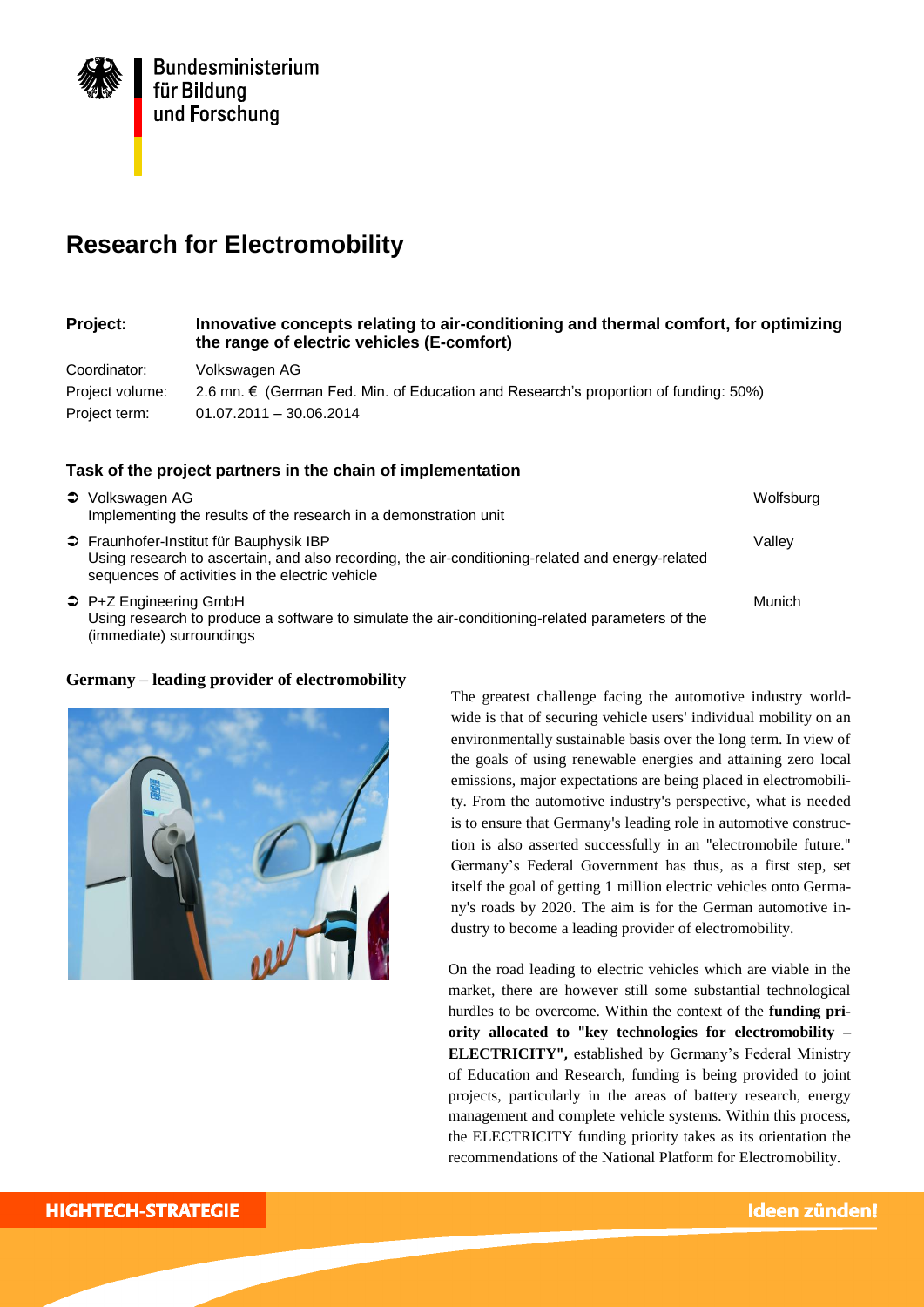Bundesministerium für Bildung und Forschung

# Research for Electromobility

| | |
|---|---|
| **Project:** | **Innovative concepts relating to air-conditioning and thermal comfort, for optimizing the range of electric vehicles (E-comfort)** |
| Coordinator: | Volkswagen AG |
| Project volume: | 2.6 mn. € (German Fed. Min. of Education and Research's proportion of funding: 50%) |
| Project term: | 01.07.2011 – 30.06.2014 |

### Task of the project partners in the chain of implementation

- Volkswagen AG — Wolfsburg
  Implementing the results of the research in a demonstration unit
- Fraunhofer-Institut für Bauphysik IBP — Valley
  Using research to ascertain, and also recording, the air-conditioning-related and energy-related sequences of activities in the electric vehicle
- P+Z Engineering GmbH — Munich
  Using research to produce a software to simulate the air-conditioning-related parameters of the (immediate) surroundings

### Germany – leading provider of electromobility

The greatest challenge facing the automotive industry world-wide is that of securing vehicle users' individual mobility on an environmentally sustainable basis over the long term. In view of the goals of using renewable energies and attaining zero local emissions, major expectations are being placed in electromobility. From the automotive industry's perspective, what is needed is to ensure that Germany's leading role in automotive construction is also asserted successfully in an "electromobile future." Germany's Federal Government has thus, as a first step, set itself the goal of getting 1 million electric vehicles onto Germany's roads by 2020. The aim is for the German automotive industry to become a leading provider of electromobility.

On the road leading to electric vehicles which are viable in the market, there are however still some substantial technological hurdles to be overcome. Within the context of the **funding priority allocated to "key technologies for electromobility – ELECTRICITY",** established by Germany's Federal Ministry of Education and Research, funding is being provided to joint projects, particularly in the areas of battery research, energy management and complete vehicle systems. Within this process, the ELECTRICITY funding priority takes as its orientation the recommendations of the National Platform for Electromobility.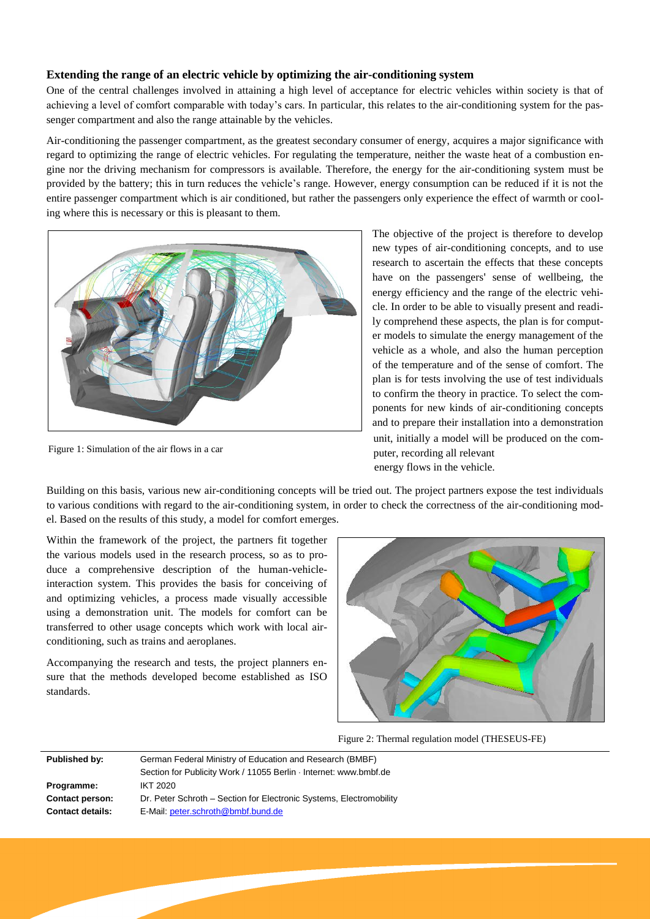### Extending the range of an electric vehicle by optimizing the air-conditioning system

One of the central challenges involved in attaining a high level of acceptance for electric vehicles within society is that of achieving a level of comfort comparable with today's cars. In particular, this relates to the air-conditioning system for the passenger compartment and also the range attainable by the vehicles.

Air-conditioning the passenger compartment, as the greatest secondary consumer of energy, acquires a major significance with regard to optimizing the range of electric vehicles. For regulating the temperature, neither the waste heat of a combustion engine nor the driving mechanism for compressors is available. Therefore, the energy for the air-conditioning system must be provided by the battery; this in turn reduces the vehicle's range. However, energy consumption can be reduced if it is not the entire passenger compartment which is air conditioned, but rather the passengers only experience the effect of warmth or cooling where this is necessary or this is pleasant to them.

Figure 1: Simulation of the air flows in a car

The objective of the project is therefore to develop new types of air-conditioning concepts, and to use research to ascertain the effects that these concepts have on the passengers' sense of wellbeing, the energy efficiency and the range of the electric vehicle. In order to be able to visually present and readily comprehend these aspects, the plan is for computer models to simulate the energy management of the vehicle as a whole, and also the human perception of the temperature and of the sense of comfort. The plan is for tests involving the use of test individuals to confirm the theory in practice. To select the components for new kinds of air-conditioning concepts and to prepare their installation into a demonstration unit, initially a model will be produced on the computer, recording all relevant energy flows in the vehicle.

Building on this basis, various new air-conditioning concepts will be tried out. The project partners expose the test individuals to various conditions with regard to the air-conditioning system, in order to check the correctness of the air-conditioning model. Based on the results of this study, a model for comfort emerges.

Within the framework of the project, the partners fit together the various models used in the research process, so as to produce a comprehensive description of the human-vehicle-interaction system. This provides the basis for conceiving of and optimizing vehicles, a process made visually accessible using a demonstration unit. The models for comfort can be transferred to other usage concepts which work with local air-conditioning, such as trains and aeroplanes.

Accompanying the research and tests, the project planners ensure that the methods developed become established as ISO standards.

Figure 2: Thermal regulation model (THESEUS-FE)

| | |
|---|---|
| **Published by:** | German Federal Ministry of Education and Research (BMBF)<br>Section for Publicity Work / 11055 Berlin · Internet: www.bmbf.de |
| **Programme:** | IKT 2020 |
| **Contact person:** | Dr. Peter Schroth – Section for Electronic Systems, Electromobility |
| **Contact details:** | E-Mail: peter.schroth@bmbf.bund.de |